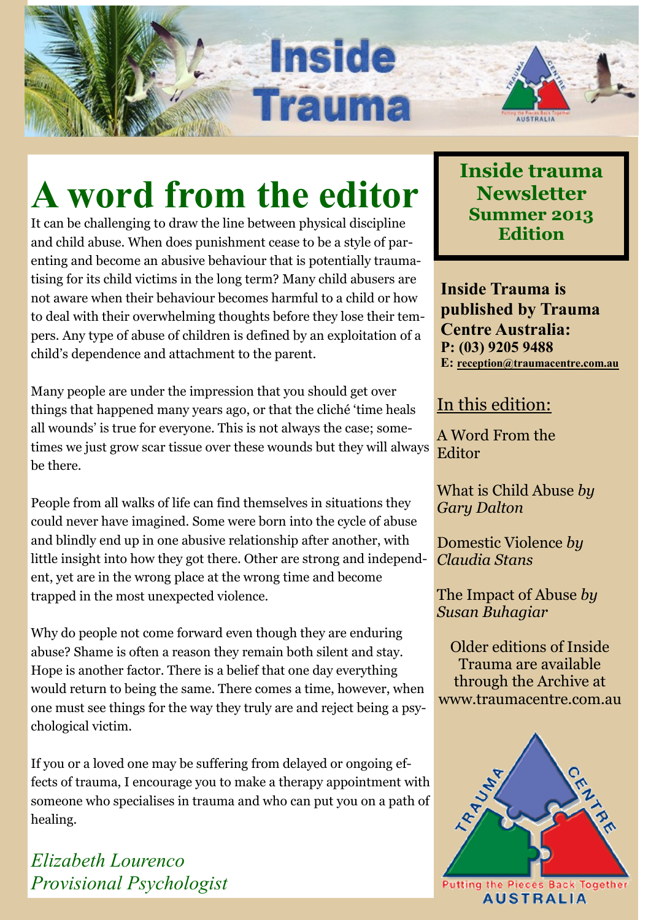# Inside Trauma

## A word from the editor

It can be challenging to draw the line between physical discipline and child abuse. When does punishment cease to be a style of parenting and become an abusive behaviour that is potentially traumatising for its child victims in the long term? Many child abusers are not aware when their behaviour becomes harmful to a child or how to deal with their overwhelming thoughts before they lose their tempers. Any type of abuse of children is defined by an exploitation of a child's dependence and attachment to the parent.

Many people are under the impression that you should get over things that happened many years ago, or that the cliché 'time heals all wounds' is true for everyone. This is not always the case; sometimes we just grow scar tissue over these wounds but they will always be there.

People from all walks of life can find themselves in situations they could never have imagined. Some were born into the cycle of abuse and blindly end up in one abusive relationship after another, with little insight into how they got there. Other are strong and independent, yet are in the wrong place at the wrong time and become trapped in the most unexpected violence.

Why do people not come forward even though they are enduring abuse? Shame is often a reason they remain both silent and stay. Hope is another factor. There is a belief that one day everything would return to being the same. There comes a time, however, when one must see things for the way they truly are and reject being a psychological victim.

If you or a loved one may be suffering from delayed or ongoing effects of trauma, I encourage you to make a therapy appointment with someone who specialises in trauma and who can put you on a path of healing.

*Elizabeth Lourenco*
*Provisional Psychologist*

**Inside trauma Newsletter Summer 2013 Edition**

**Inside Trauma is published by Trauma Centre Australia:**
**P: (03) 9205 9488**
**E: reception@traumacentre.com.au**

In this edition:

A Word From the Editor

What is Child Abuse *by Gary Dalton*

Domestic Violence *by Claudia Stans*

The Impact of Abuse *by Susan Buhagiar*

Older editions of Inside Trauma are available through the Archive at www.traumacentre.com.au

Trauma Centre — Putting the Pieces Back Together — Australia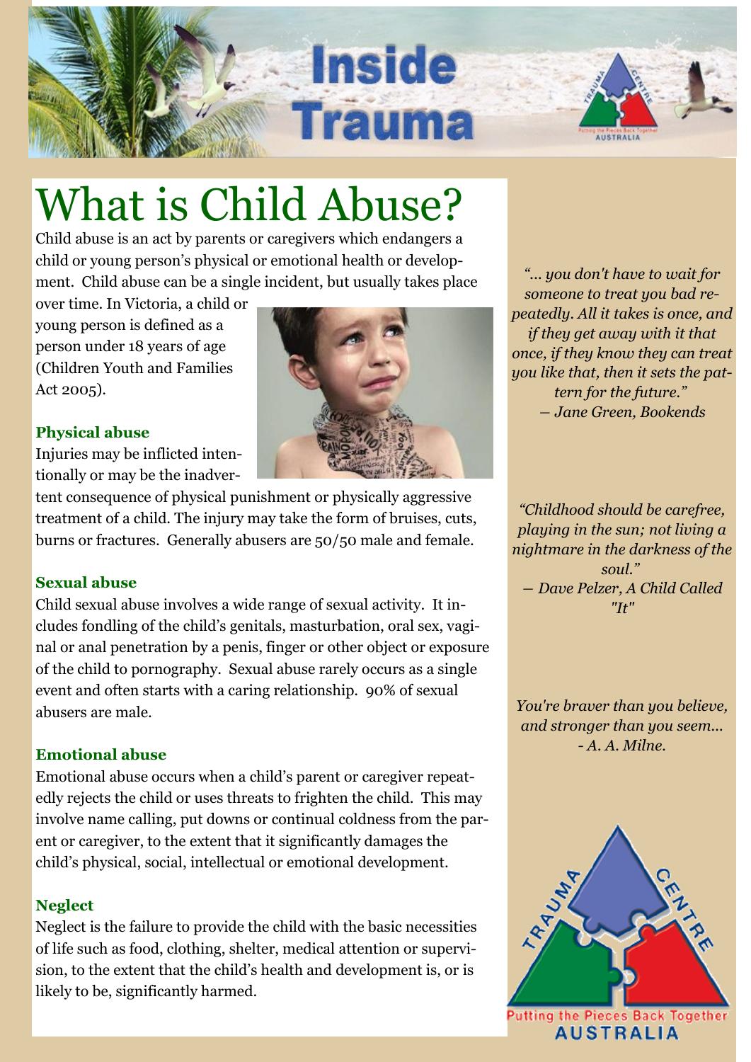# What is Child Abuse?

Child abuse is an act by parents or caregivers which endangers a child or young person's physical or emotional health or development. Child abuse can be a single incident, but usually takes place over time. In Victoria, a child or young person is defined as a person under 18 years of age (Children Youth and Families Act 2005).

### Physical abuse

Injuries may be inflicted intentionally or may be the inadvertent consequence of physical punishment or physically aggressive treatment of a child. The injury may take the form of bruises, cuts, burns or fractures. Generally abusers are 50/50 male and female.

### Sexual abuse

Child sexual abuse involves a wide range of sexual activity. It includes fondling of the child's genitals, masturbation, oral sex, vaginal or anal penetration by a penis, finger or other object or exposure of the child to pornography. Sexual abuse rarely occurs as a single event and often starts with a caring relationship. 90% of sexual abusers are male.

### Emotional abuse

Emotional abuse occurs when a child's parent or caregiver repeatedly rejects the child or uses threats to frighten the child. This may involve name calling, put downs or continual coldness from the parent or caregiver, to the extent that it significantly damages the child's physical, social, intellectual or emotional development.

### Neglect

Neglect is the failure to provide the child with the basic necessities of life such as food, clothing, shelter, medical attention or supervision, to the extent that the child's health and development is, or is likely to be, significantly harmed.

*"... you don't have to wait for someone to treat you bad repeatedly. All it takes is once, and if they get away with it that once, if they know they can treat you like that, then it sets the pattern for the future."*
*― Jane Green, Bookends*

*"Childhood should be carefree, playing in the sun; not living a nightmare in the darkness of the soul."*
*― Dave Pelzer, A Child Called "It"*

*You're braver than you believe, and stronger than you seem...*
*- A. A. Milne.*

TRAUMA CENTRE
Putting the Pieces Back Together
AUSTRALIA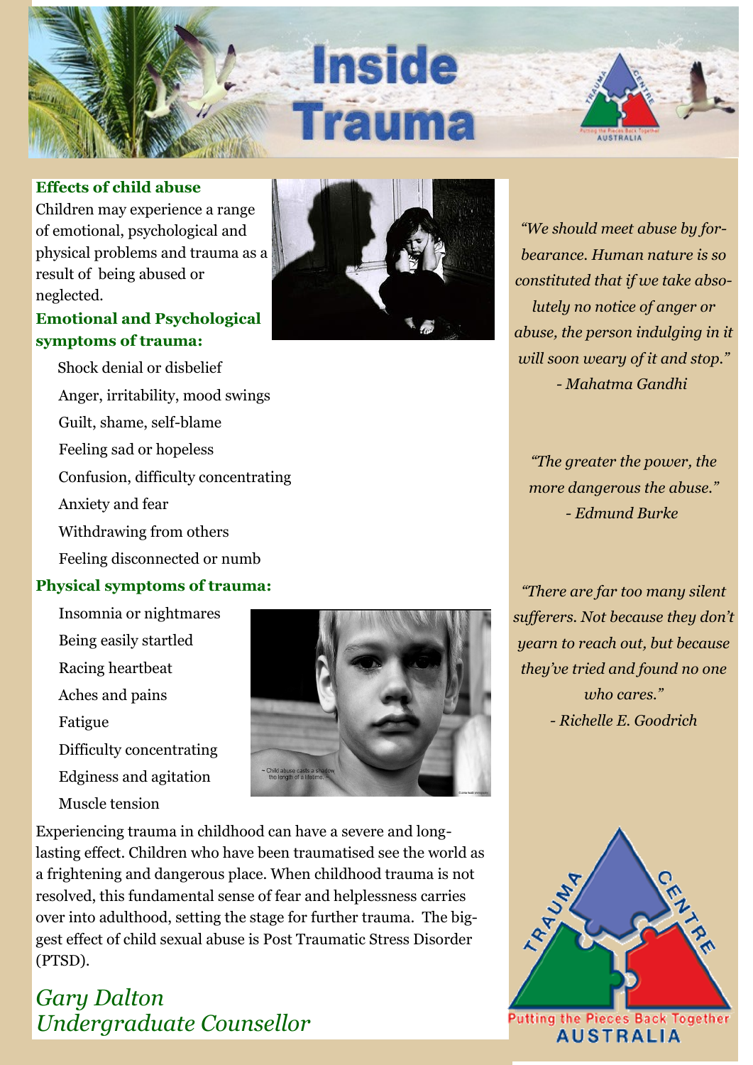# Inside Trauma

### Effects of child abuse

Children may experience a range of emotional, psychological and physical problems and trauma as a result of being abused or neglected.

### Emotional and Psychological symptoms of trauma:

- Shock denial or disbelief
- Anger, irritability, mood swings
- Guilt, shame, self-blame
- Feeling sad or hopeless
- Confusion, difficulty concentrating
- Anxiety and fear
- Withdrawing from others
- Feeling disconnected or numb

### Physical symptoms of trauma:

- Insomnia or nightmares
- Being easily startled
- Racing heartbeat
- Aches and pains
- Fatigue
- Difficulty concentrating
- Edginess and agitation
- Muscle tension

~ Child abuse casts a shadow the length of a lifetime. ~

Experiencing trauma in childhood can have a severe and long-lasting effect. Children who have been traumatised see the world as a frightening and dangerous place. When childhood trauma is not resolved, this fundamental sense of fear and helplessness carries over into adulthood, setting the stage for further trauma. The biggest effect of child sexual abuse is Post Traumatic Stress Disorder (PTSD).

*Gary Dalton*
*Undergraduate Counsellor*

*"We should meet abuse by forbearance. Human nature is so constituted that if we take absolutely no notice of anger or abuse, the person indulging in it will soon weary of it and stop."*
*- Mahatma Gandhi*

*"The greater the power, the more dangerous the abuse."*
*- Edmund Burke*

*"There are far too many silent sufferers. Not because they don't yearn to reach out, but because they've tried and found no one who cares."*
*- Richelle E. Goodrich*

Trauma Centre — Putting the Pieces Back Together — Australia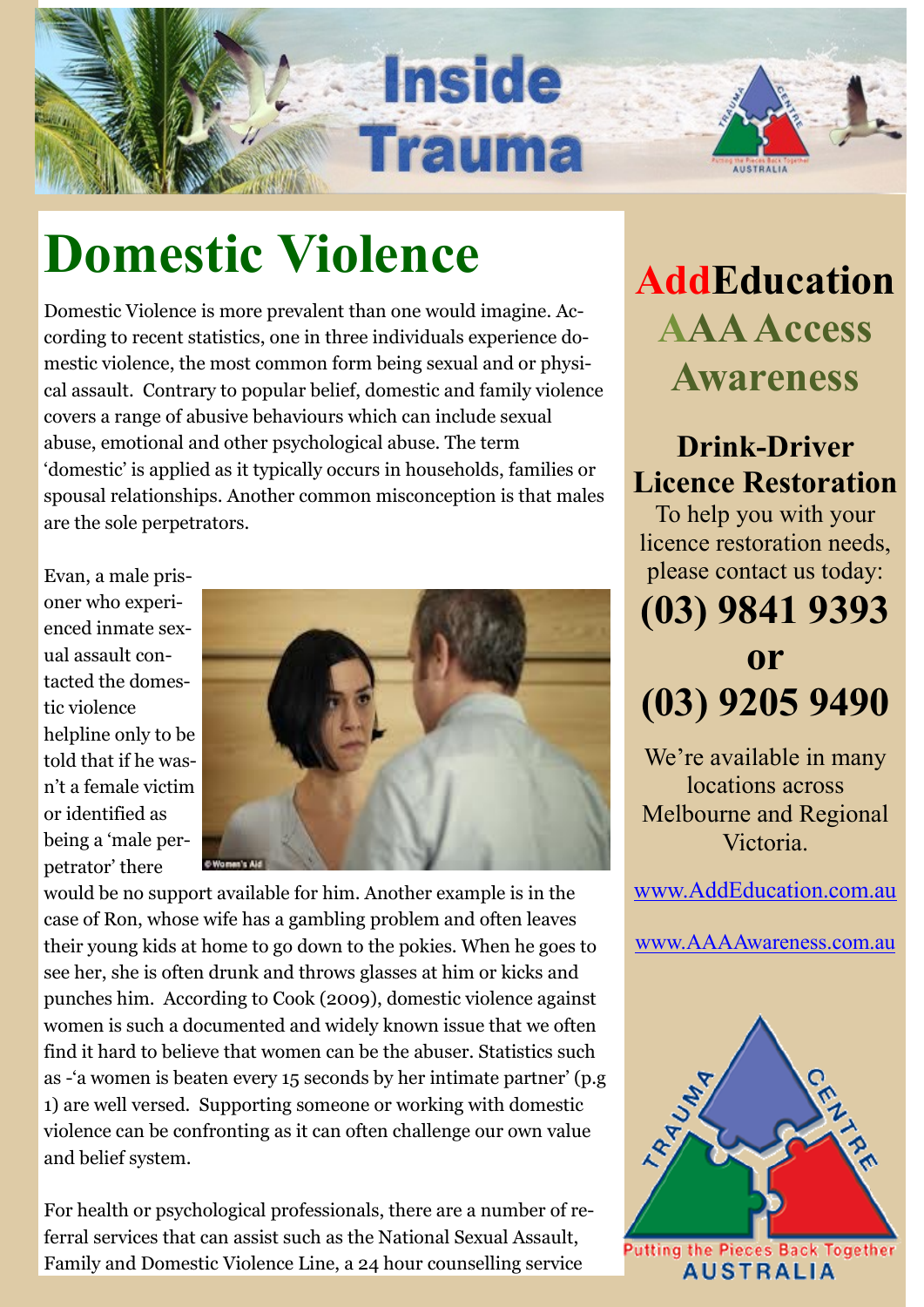# Domestic Violence

Domestic Violence is more prevalent than one would imagine. According to recent statistics, one in three individuals experience domestic violence, the most common form being sexual and or physical assault. Contrary to popular belief, domestic and family violence covers a range of abusive behaviours which can include sexual abuse, emotional and other psychological abuse. The term 'domestic' is applied as it typically occurs in households, families or spousal relationships. Another common misconception is that males are the sole perpetrators.

Evan, a male prisoner who experienced inmate sexual assault contacted the domestic violence helpline only to be told that if he wasn't a female victim or identified as being a 'male perpetrator' there would be no support available for him. Another example is in the case of Ron, whose wife has a gambling problem and often leaves their young kids at home to go down to the pokies. When he goes to see her, she is often drunk and throws glasses at him or kicks and punches him. According to Cook (2009), domestic violence against women is such a documented and widely known issue that we often find it hard to believe that women can be the abuser. Statistics such as -'a women is beaten every 15 seconds by her intimate partner' (p.g 1) are well versed. Supporting someone or working with domestic violence can be confronting as it can often challenge our own value and belief system.

For health or psychological professionals, there are a number of referral services that can assist such as the National Sexual Assault, Family and Domestic Violence Line, a 24 hour counselling service

## AddEducation AAA Access Awareness

### Drink-Driver Licence Restoration

To help you with your licence restoration needs, please contact us today:

**(03) 9841 9393**

**or**

**(03) 9205 9490**

We're available in many locations across Melbourne and Regional Victoria.

www.AddEducation.com.au

www.AAAAwareness.com.au

Trauma Centre — Putting the Pieces Back Together — Australia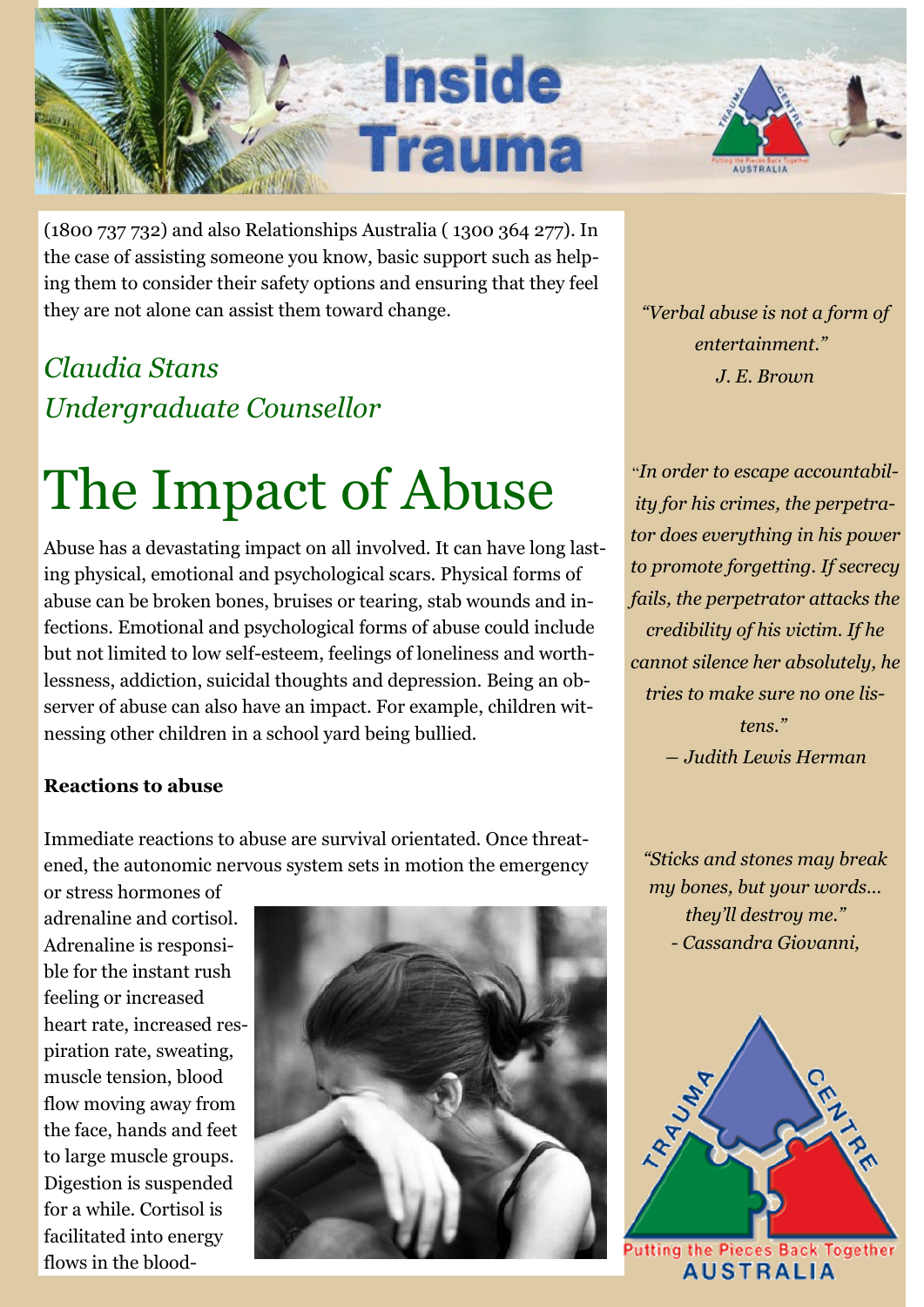(1800 737 732) and also Relationships Australia ( 1300 364 277). In the case of assisting someone you know, basic support such as helping them to consider their safety options and ensuring that they feel they are not alone can assist them toward change.

*Claudia Stans*
*Undergraduate Counsellor*

# The Impact of Abuse

Abuse has a devastating impact on all involved. It can have long lasting physical, emotional and psychological scars. Physical forms of abuse can be broken bones, bruises or tearing, stab wounds and infections. Emotional and psychological forms of abuse could include but not limited to low self-esteem, feelings of loneliness and worthlessness, addiction, suicidal thoughts and depression. Being an observer of abuse can also have an impact. For example, children witnessing other children in a school yard being bullied.

**Reactions to abuse**

Immediate reactions to abuse are survival orientated. Once threatened, the autonomic nervous system sets in motion the emergency or stress hormones of adrenaline and cortisol. Adrenaline is responsible for the instant rush feeling or increased heart rate, increased respiration rate, sweating, muscle tension, blood flow moving away from the face, hands and feet to large muscle groups. Digestion is suspended for a while. Cortisol is facilitated into energy flows in the blood-

*"Verbal abuse is not a form of entertainment."*
*J. E. Brown*

*"In order to escape accountability for his crimes, the perpetrator does everything in his power to promote forgetting. If secrecy fails, the perpetrator attacks the credibility of his victim. If he cannot silence her absolutely, he tries to make sure no one listens."*
*— Judith Lewis Herman*

*"Sticks and stones may break my bones, but your words... they'll destroy me."*
*- Cassandra Giovanni,*

Putting the Pieces Back Together
AUSTRALIA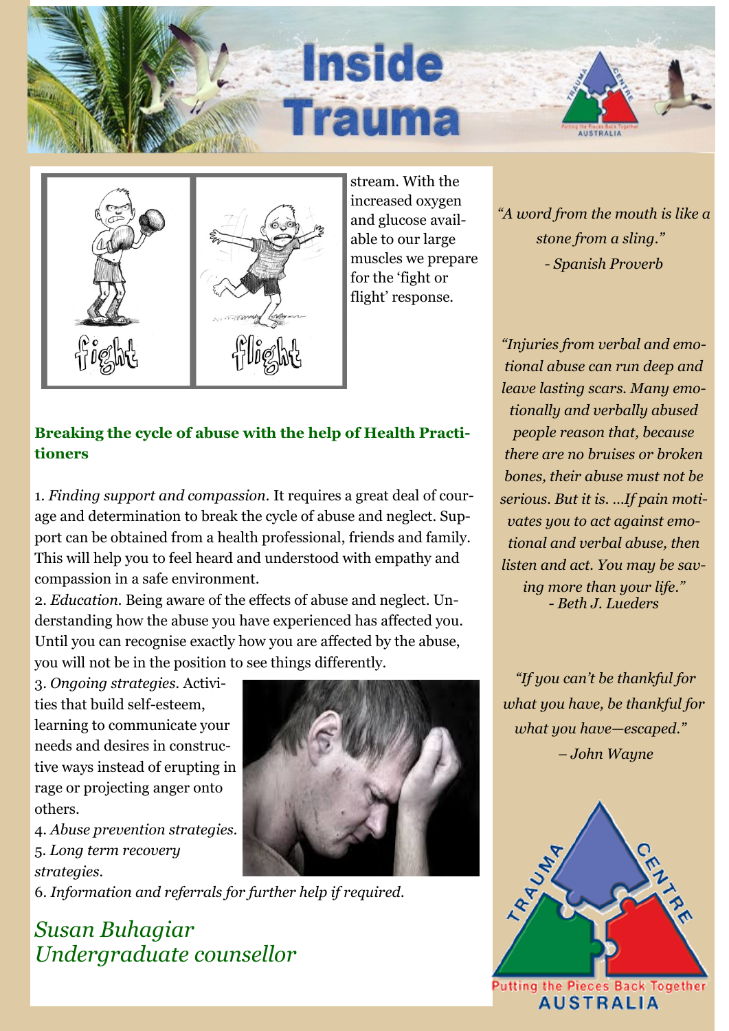stream. With the increased oxygen and glucose available to our large muscles we prepare for the 'fight or flight' response.

### Breaking the cycle of abuse with the help of Health Practitioners

1. *Finding support and compassion*. It requires a great deal of courage and determination to break the cycle of abuse and neglect. Support can be obtained from a health professional, friends and family. This will help you to feel heard and understood with empathy and compassion in a safe environment.
2. *Education*. Being aware of the effects of abuse and neglect. Understanding how the abuse you have experienced has affected you. Until you can recognise exactly how you are affected by the abuse, you will not be in the position to see things differently.
3. *Ongoing strategies*. Activities that build self-esteem, learning to communicate your needs and desires in constructive ways instead of erupting in rage or projecting anger onto others.
4. *Abuse prevention strategies*.
5. *Long term recovery strategies*.
6. *Information and referrals for further help if required*.

*Susan Buhagiar*
*Undergraduate counsellor*

*"A word from the mouth is like a stone from a sling."*
*- Spanish Proverb*

*"Injuries from verbal and emotional abuse can run deep and leave lasting scars. Many emotionally and verbally abused people reason that, because there are no bruises or broken bones, their abuse must not be serious. But it is. ...If pain motivates you to act against emotional and verbal abuse, then listen and act. You may be saving more than your life."*
*- Beth J. Lueders*

*"If you can't be thankful for what you have, be thankful for what you have—escaped."*
*– John Wayne*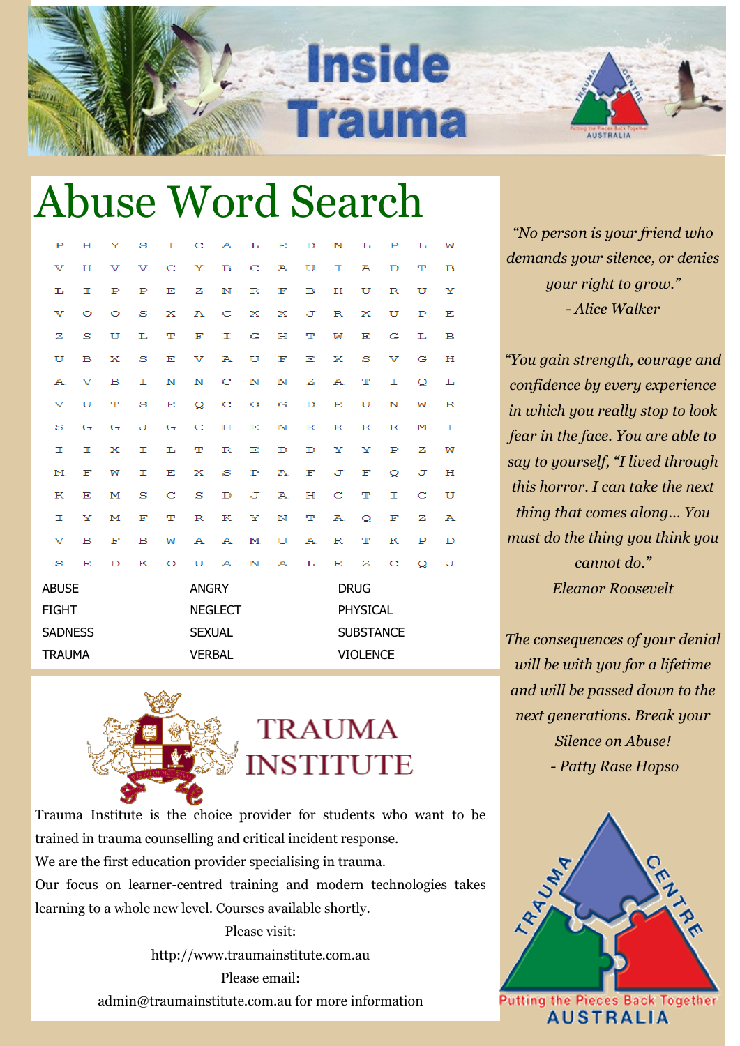# Inside Trauma

## Abuse Word Search

| | | | | | | | | | | | | | | |
|---|---|---|---|---|---|---|---|---|---|---|---|---|---|---|
| P | H | Y | S | I | C | A | L | E | D | N | L | P | L | W |
| V | H | V | V | C | Y | B | C | A | U | I | A | D | T | B |
| L | I | P | P | E | Z | N | R | F | B | H | U | R | U | Y |
| V | O | O | S | X | A | C | X | X | J | R | X | U | P | E |
| Z | S | U | L | T | F | I | G | H | T | W | E | G | L | B |
| U | B | X | S | E | V | A | U | F | E | X | S | V | G | H |
| A | V | B | I | N | N | C | N | N | Z | A | T | I | Q | L |
| V | U | T | S | E | Q | C | O | G | D | E | U | N | W | R |
| S | G | G | J | G | C | H | E | N | R | R | R | R | M | I |
| I | I | X | I | L | T | R | E | D | D | Y | Y | P | Z | W |
| M | F | W | I | E | X | S | P | A | F | J | F | Q | J | H |
| K | E | M | S | C | S | D | J | A | H | C | T | I | C | U |
| I | Y | M | F | T | R | K | Y | N | T | A | Q | F | Z | A |
| V | B | F | B | W | A | A | M | U | A | R | T | K | P | D |
| S | E | D | K | O | U | A | N | A | L | E | Z | C | Q | J |

| | | |
|---|---|---|
| ABUSE | ANGRY | DRUG |
| FIGHT | NEGLECT | PHYSICAL |
| SADNESS | SEXUAL | SUBSTANCE |
| TRAUMA | VERBAL | VIOLENCE |

*"No person is your friend who demands your silence, or denies your right to grow."*
*- Alice Walker*

*"You gain strength, courage and confidence by every experience in which you really stop to look fear in the face. You are able to say to yourself, "I lived through this horror. I can take the next thing that comes along… You must do the thing you think you cannot do."*
*Eleanor Roosevelt*

*The consequences of your denial will be with you for a lifetime and will be passed down to the next generations. Break your Silence on Abuse!*
*- Patty Rase Hopso*

## TRAUMA INSTITUTE

Trauma Institute is the choice provider for students who want to be trained in trauma counselling and critical incident response.

We are the first education provider specialising in trauma.

Our focus on learner-centred training and modern technologies takes learning to a whole new level. Courses available shortly.

Please visit:

http://www.traumainstitute.com.au

Please email:

admin@traumainstitute.com.au for more information

TRAUMA CENTRE
Putting the Pieces Back Together
AUSTRALIA